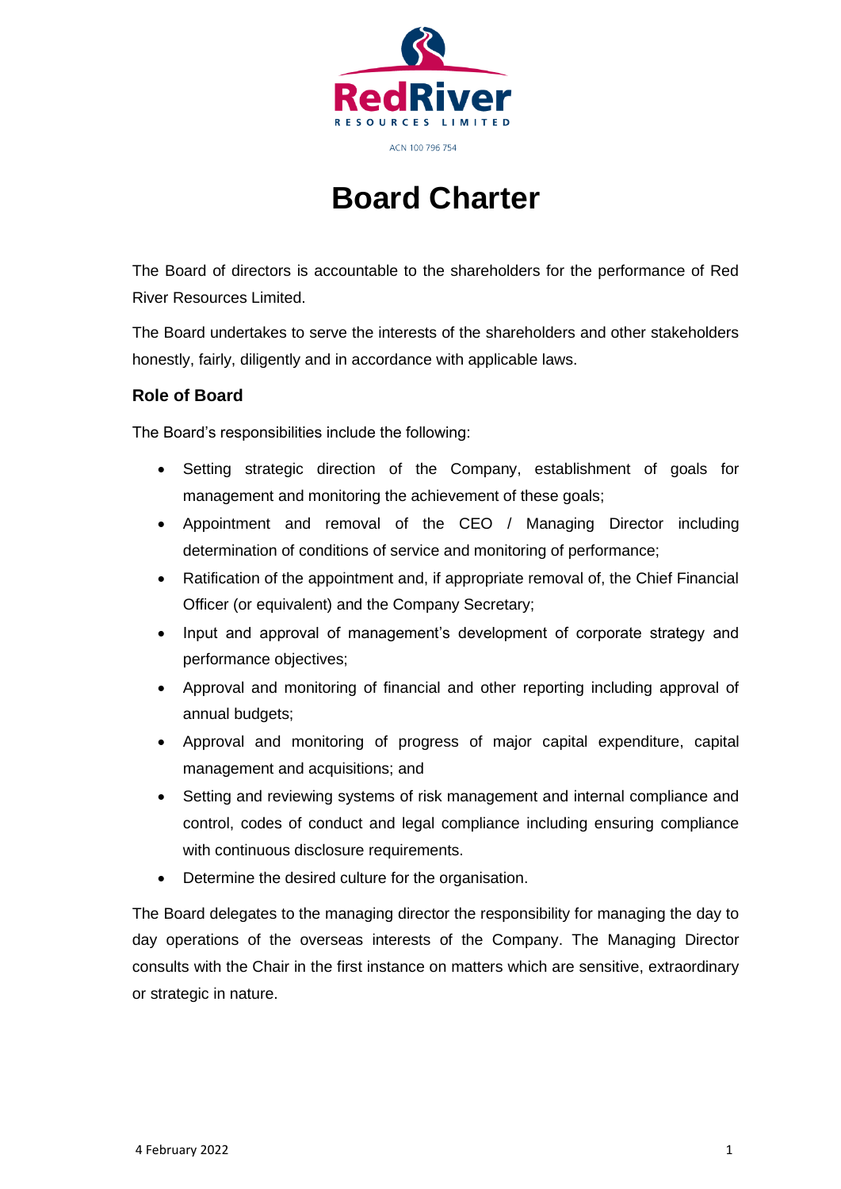RedRiver RESOURCES LIMITED

ACN 100 796 754

# Board Charter

The Board of directors is accountable to the shareholders for the performance of Red River Resources Limited.

The Board undertakes to serve the interests of the shareholders and other stakeholders honestly, fairly, diligently and in accordance with applicable laws.

### Role of Board

The Board's responsibilities include the following:

- Setting strategic direction of the Company, establishment of goals for management and monitoring the achievement of these goals;
- Appointment and removal of the CEO / Managing Director including determination of conditions of service and monitoring of performance;
- Ratification of the appointment and, if appropriate removal of, the Chief Financial Officer (or equivalent) and the Company Secretary;
- Input and approval of management's development of corporate strategy and performance objectives;
- Approval and monitoring of financial and other reporting including approval of annual budgets;
- Approval and monitoring of progress of major capital expenditure, capital management and acquisitions; and
- Setting and reviewing systems of risk management and internal compliance and control, codes of conduct and legal compliance including ensuring compliance with continuous disclosure requirements.
- Determine the desired culture for the organisation.

The Board delegates to the managing director the responsibility for managing the day to day operations of the overseas interests of the Company. The Managing Director consults with the Chair in the first instance on matters which are sensitive, extraordinary or strategic in nature.

4 February 2022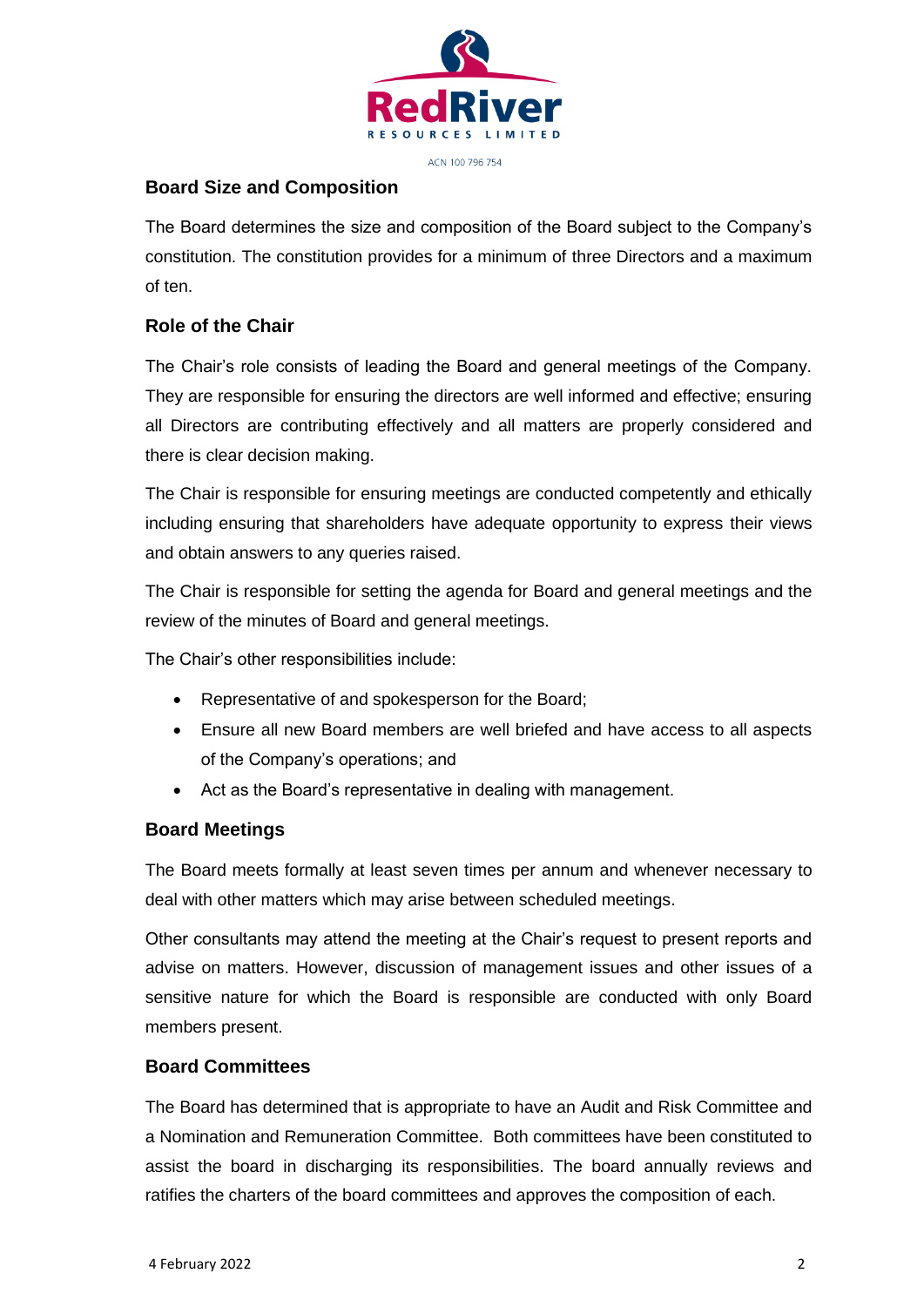## Board Size and Composition

The Board determines the size and composition of the Board subject to the Company's constitution. The constitution provides for a minimum of three Directors and a maximum of ten.

## Role of the Chair

The Chair's role consists of leading the Board and general meetings of the Company. They are responsible for ensuring the directors are well informed and effective; ensuring all Directors are contributing effectively and all matters are properly considered and there is clear decision making.

The Chair is responsible for ensuring meetings are conducted competently and ethically including ensuring that shareholders have adequate opportunity to express their views and obtain answers to any queries raised.

The Chair is responsible for setting the agenda for Board and general meetings and the review of the minutes of Board and general meetings.

The Chair's other responsibilities include:

- Representative of and spokesperson for the Board;
- Ensure all new Board members are well briefed and have access to all aspects of the Company's operations; and
- Act as the Board's representative in dealing with management.

## Board Meetings

The Board meets formally at least seven times per annum and whenever necessary to deal with other matters which may arise between scheduled meetings.

Other consultants may attend the meeting at the Chair's request to present reports and advise on matters. However, discussion of management issues and other issues of a sensitive nature for which the Board is responsible are conducted with only Board members present.

## Board Committees

The Board has determined that is appropriate to have an Audit and Risk Committee and a Nomination and Remuneration Committee. Both committees have been constituted to assist the board in discharging its responsibilities. The board annually reviews and ratifies the charters of the board committees and approves the composition of each.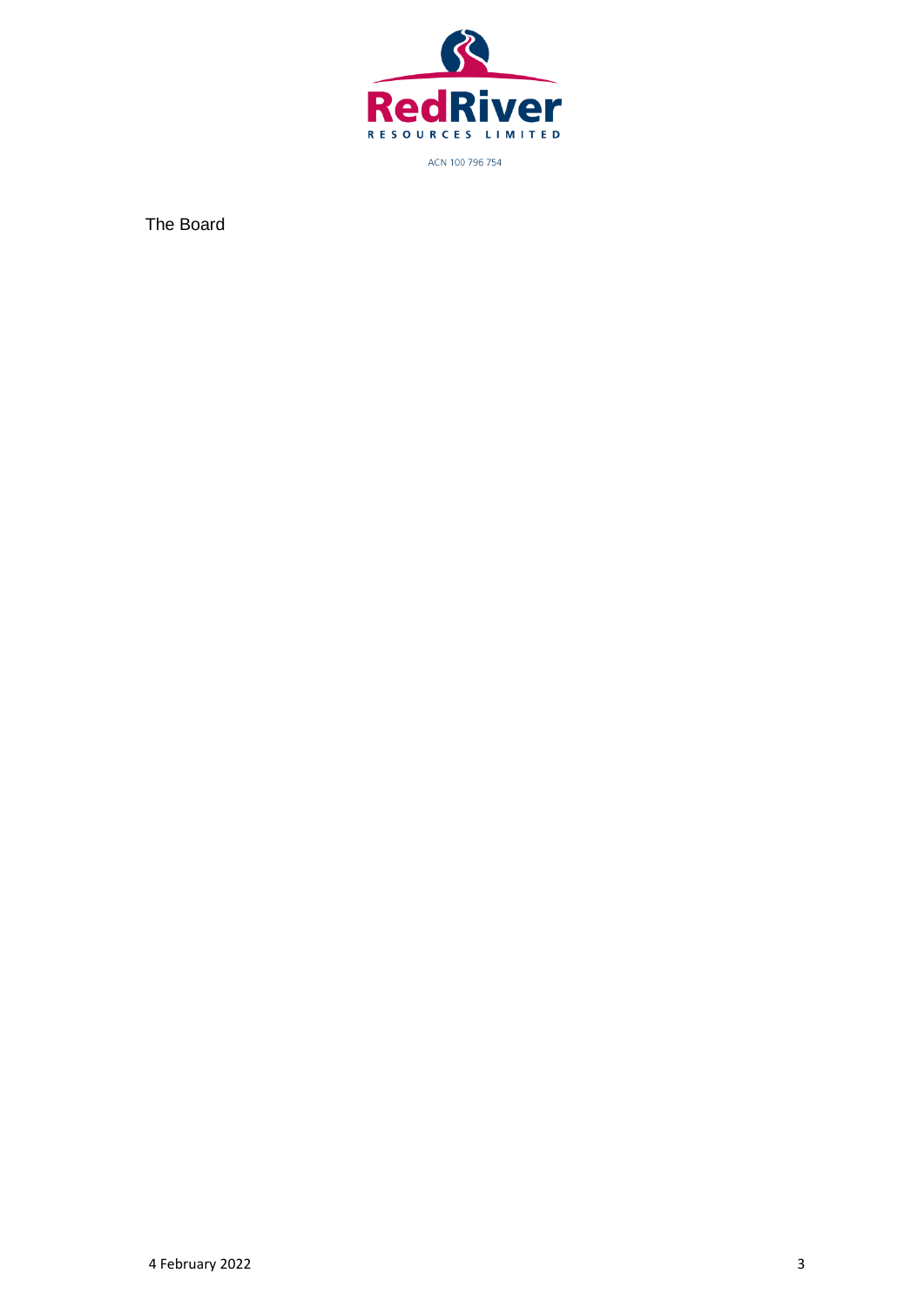RedRiver

RESOURCES LIMITED

ACN 100 796 754

The Board